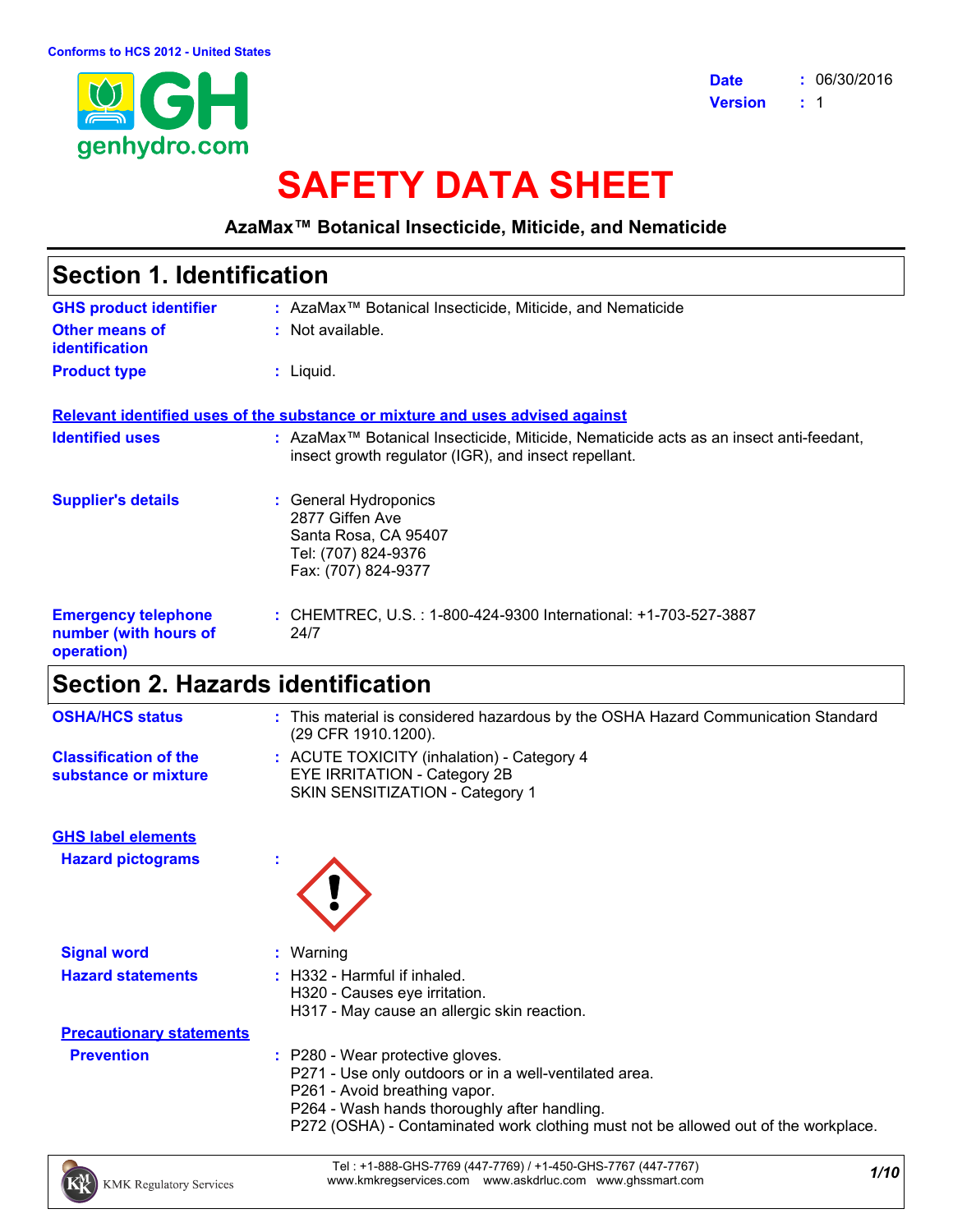Conforms to HCS 2012 - United States

genhydro.com

**Date** : 06/30/2016
**Version** : 1

# SAFETY DATA SHEET

**AzaMax™ Botanical Insecticide, Miticide, and Nematicide**

## Section 1. Identification

**GHS product identifier** : AzaMax™ Botanical Insecticide, Miticide, and Nematicide

**Other means of identification** : Not available.

**Product type** : Liquid.

**Relevant identified uses of the substance or mixture and uses advised against**

**Identified uses** : AzaMax™ Botanical Insecticide, Miticide, Nematicide acts as an insect anti-feedant, insect growth regulator (IGR), and insect repellant.

**Supplier's details** : General Hydroponics
2877 Giffen Ave
Santa Rosa, CA 95407
Tel: (707) 824-9376
Fax: (707) 824-9377

**Emergency telephone number (with hours of operation)** : CHEMTREC, U.S. : 1-800-424-9300 International: +1-703-527-3887
24/7

## Section 2. Hazards identification

**OSHA/HCS status** : This material is considered hazardous by the OSHA Hazard Communication Standard (29 CFR 1910.1200).

**Classification of the substance or mixture** : ACUTE TOXICITY (inhalation) - Category 4
EYE IRRITATION - Category 2B
SKIN SENSITIZATION - Category 1

**GHS label elements**

**Hazard pictograms** :

**Signal word** : Warning

**Hazard statements** : H332 - Harmful if inhaled.
H320 - Causes eye irritation.
H317 - May cause an allergic skin reaction.

**Precautionary statements**

**Prevention** : P280 - Wear protective gloves.
P271 - Use only outdoors or in a well-ventilated area.
P261 - Avoid breathing vapor.
P264 - Wash hands thoroughly after handling.
P272 (OSHA) - Contaminated work clothing must not be allowed out of the workplace.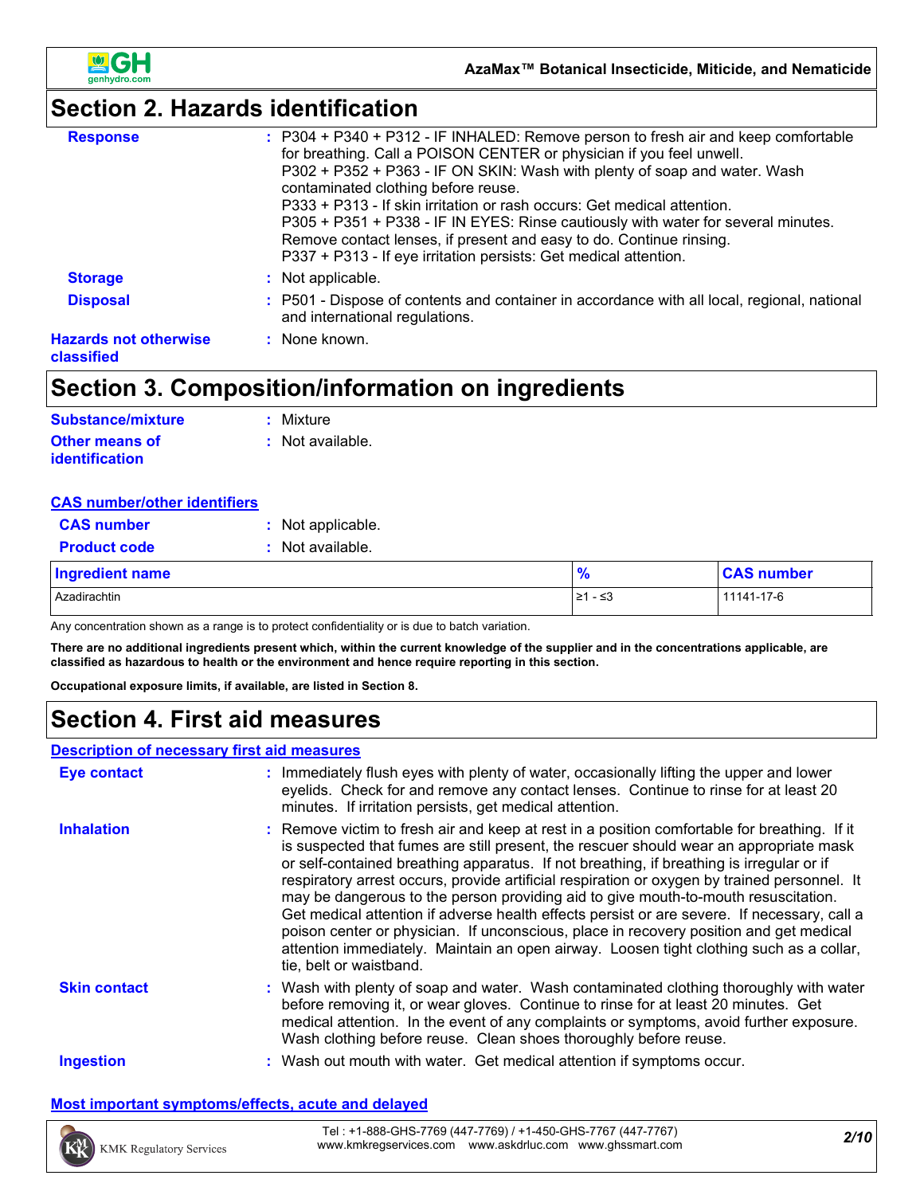# Section 2. Hazards identification

**Response** : P304 + P340 + P312 - IF INHALED: Remove person to fresh air and keep comfortable for breathing. Call a POISON CENTER or physician if you feel unwell.
P302 + P352 + P363 - IF ON SKIN: Wash with plenty of soap and water. Wash contaminated clothing before reuse.
P333 + P313 - If skin irritation or rash occurs: Get medical attention.
P305 + P351 + P338 - IF IN EYES: Rinse cautiously with water for several minutes. Remove contact lenses, if present and easy to do. Continue rinsing.
P337 + P313 - If eye irritation persists: Get medical attention.

**Storage** : Not applicable.

**Disposal** : P501 - Dispose of contents and container in accordance with all local, regional, national and international regulations.

**Hazards not otherwise classified** : None known.

# Section 3. Composition/information on ingredients

**Substance/mixture** : Mixture

**Other means of identification** : Not available.

**CAS number/other identifiers**

**CAS number** : Not applicable.

**Product code** : Not available.

| Ingredient name | % | CAS number |
|---|---|---|
| Azadirachtin | ≥1 - ≤3 | 11141-17-6 |

Any concentration shown as a range is to protect confidentiality or is due to batch variation.

**There are no additional ingredients present which, within the current knowledge of the supplier and in the concentrations applicable, are classified as hazardous to health or the environment and hence require reporting in this section.**

**Occupational exposure limits, if available, are listed in Section 8.**

# Section 4. First aid measures

**Description of necessary first aid measures**

**Eye contact** : Immediately flush eyes with plenty of water, occasionally lifting the upper and lower eyelids. Check for and remove any contact lenses. Continue to rinse for at least 20 minutes. If irritation persists, get medical attention.

**Inhalation** : Remove victim to fresh air and keep at rest in a position comfortable for breathing. If it is suspected that fumes are still present, the rescuer should wear an appropriate mask or self-contained breathing apparatus. If not breathing, if breathing is irregular or if respiratory arrest occurs, provide artificial respiration or oxygen by trained personnel. It may be dangerous to the person providing aid to give mouth-to-mouth resuscitation. Get medical attention if adverse health effects persist or are severe. If necessary, call a poison center or physician. If unconscious, place in recovery position and get medical attention immediately. Maintain an open airway. Loosen tight clothing such as a collar, tie, belt or waistband.

**Skin contact** : Wash with plenty of soap and water. Wash contaminated clothing thoroughly with water before removing it, or wear gloves. Continue to rinse for at least 20 minutes. Get medical attention. In the event of any complaints or symptoms, avoid further exposure. Wash clothing before reuse. Clean shoes thoroughly before reuse.

**Ingestion** : Wash out mouth with water. Get medical attention if symptoms occur.

**Most important symptoms/effects, acute and delayed**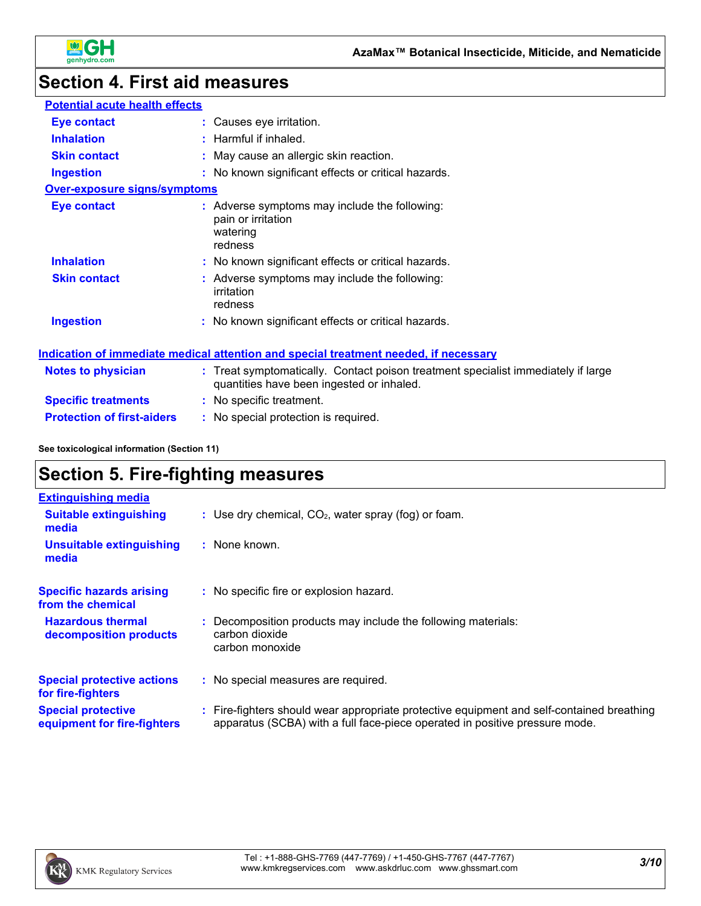## Section 4. First aid measures

**Potential acute health effects**

| | |
|---|---|
| **Eye contact** | Causes eye irritation. |
| **Inhalation** | Harmful if inhaled. |
| **Skin contact** | May cause an allergic skin reaction. |
| **Ingestion** | No known significant effects or critical hazards. |

**Over-exposure signs/symptoms**

| | |
|---|---|
| **Eye contact** | Adverse symptoms may include the following:<br>pain or irritation<br>watering<br>redness |
| **Inhalation** | No known significant effects or critical hazards. |
| **Skin contact** | Adverse symptoms may include the following:<br>irritation<br>redness |
| **Ingestion** | No known significant effects or critical hazards. |

**Indication of immediate medical attention and special treatment needed, if necessary**

| | |
|---|---|
| **Notes to physician** | Treat symptomatically. Contact poison treatment specialist immediately if large quantities have been ingested or inhaled. |
| **Specific treatments** | No specific treatment. |
| **Protection of first-aiders** | No special protection is required. |

**See toxicological information (Section 11)**

## Section 5. Fire-fighting measures

**Extinguishing media**

| | |
|---|---|
| **Suitable extinguishing media** | Use dry chemical, $CO_2$, water spray (fog) or foam. |
| **Unsuitable extinguishing media** | None known. |

| | |
|---|---|
| **Specific hazards arising from the chemical** | No specific fire or explosion hazard. |
| **Hazardous thermal decomposition products** | Decomposition products may include the following materials:<br>carbon dioxide<br>carbon monoxide |
| **Special protective actions for fire-fighters** | No special measures are required. |
| **Special protective equipment for fire-fighters** | Fire-fighters should wear appropriate protective equipment and self-contained breathing apparatus (SCBA) with a full face-piece operated in positive pressure mode. |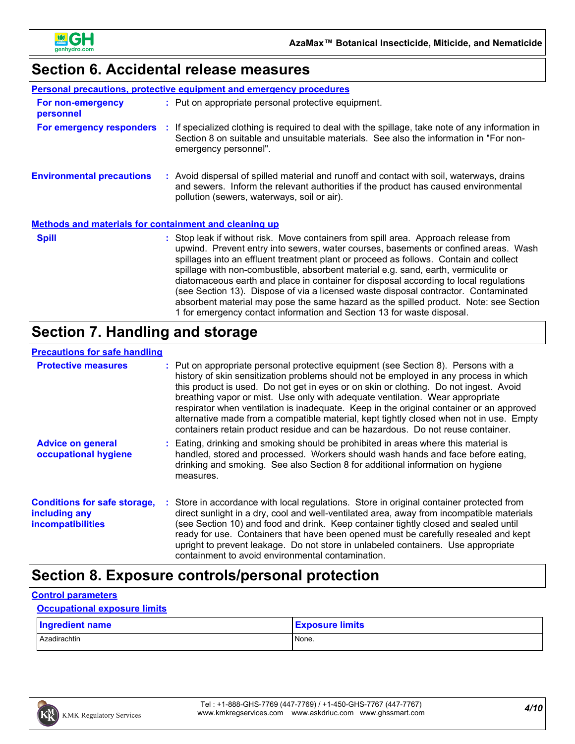## Section 6. Accidental release measures

### Personal precautions, protective equipment and emergency procedures

**For non-emergency personnel** : Put on appropriate personal protective equipment.

**For emergency responders** : If specialized clothing is required to deal with the spillage, take note of any information in Section 8 on suitable and unsuitable materials. See also the information in "For non-emergency personnel".

**Environmental precautions** : Avoid dispersal of spilled material and runoff and contact with soil, waterways, drains and sewers. Inform the relevant authorities if the product has caused environmental pollution (sewers, waterways, soil or air).

### Methods and materials for containment and cleaning up

**Spill** : Stop leak if without risk. Move containers from spill area. Approach release from upwind. Prevent entry into sewers, water courses, basements or confined areas. Wash spillages into an effluent treatment plant or proceed as follows. Contain and collect spillage with non-combustible, absorbent material e.g. sand, earth, vermiculite or diatomaceous earth and place in container for disposal according to local regulations (see Section 13). Dispose of via a licensed waste disposal contractor. Contaminated absorbent material may pose the same hazard as the spilled product. Note: see Section 1 for emergency contact information and Section 13 for waste disposal.

## Section 7. Handling and storage

### Precautions for safe handling

**Protective measures** : Put on appropriate personal protective equipment (see Section 8). Persons with a history of skin sensitization problems should not be employed in any process in which this product is used. Do not get in eyes or on skin or clothing. Do not ingest. Avoid breathing vapor or mist. Use only with adequate ventilation. Wear appropriate respirator when ventilation is inadequate. Keep in the original container or an approved alternative made from a compatible material, kept tightly closed when not in use. Empty containers retain product residue and can be hazardous. Do not reuse container.

**Advice on general occupational hygiene** : Eating, drinking and smoking should be prohibited in areas where this material is handled, stored and processed. Workers should wash hands and face before eating, drinking and smoking. See also Section 8 for additional information on hygiene measures.

**Conditions for safe storage, including any incompatibilities** : Store in accordance with local regulations. Store in original container protected from direct sunlight in a dry, cool and well-ventilated area, away from incompatible materials (see Section 10) and food and drink. Keep container tightly closed and sealed until ready for use. Containers that have been opened must be carefully resealed and kept upright to prevent leakage. Do not store in unlabeled containers. Use appropriate containment to avoid environmental contamination.

## Section 8. Exposure controls/personal protection

### Control parameters

#### Occupational exposure limits

| Ingredient name | Exposure limits |
|---|---|
| Azadirachtin | None. |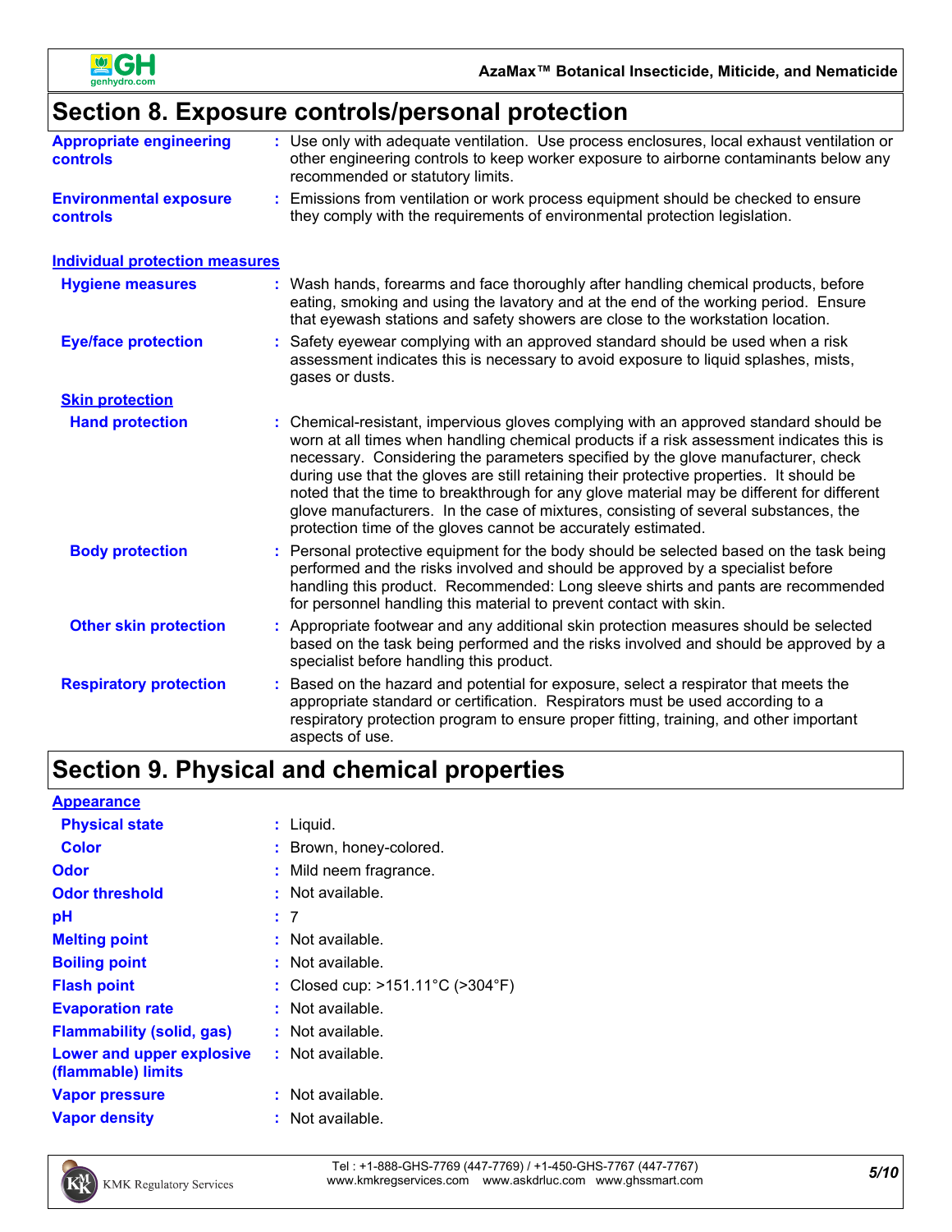## Section 8. Exposure controls/personal protection

**Appropriate engineering controls** : Use only with adequate ventilation. Use process enclosures, local exhaust ventilation or other engineering controls to keep worker exposure to airborne contaminants below any recommended or statutory limits.

**Environmental exposure controls** : Emissions from ventilation or work process equipment should be checked to ensure they comply with the requirements of environmental protection legislation.

### Individual protection measures

**Hygiene measures** : Wash hands, forearms and face thoroughly after handling chemical products, before eating, smoking and using the lavatory and at the end of the working period. Ensure that eyewash stations and safety showers are close to the workstation location.

**Eye/face protection** : Safety eyewear complying with an approved standard should be used when a risk assessment indicates this is necessary to avoid exposure to liquid splashes, mists, gases or dusts.

**Skin protection**

**Hand protection** : Chemical-resistant, impervious gloves complying with an approved standard should be worn at all times when handling chemical products if a risk assessment indicates this is necessary. Considering the parameters specified by the glove manufacturer, check during use that the gloves are still retaining their protective properties. It should be noted that the time to breakthrough for any glove material may be different for different glove manufacturers. In the case of mixtures, consisting of several substances, the protection time of the gloves cannot be accurately estimated.

**Body protection** : Personal protective equipment for the body should be selected based on the task being performed and the risks involved and should be approved by a specialist before handling this product. Recommended: Long sleeve shirts and pants are recommended for personnel handling this material to prevent contact with skin.

**Other skin protection** : Appropriate footwear and any additional skin protection measures should be selected based on the task being performed and the risks involved and should be approved by a specialist before handling this product.

**Respiratory protection** : Based on the hazard and potential for exposure, select a respirator that meets the appropriate standard or certification. Respirators must be used according to a respiratory protection program to ensure proper fitting, training, and other important aspects of use.

## Section 9. Physical and chemical properties

**Appearance**

**Physical state** : Liquid.

**Color** : Brown, honey-colored.

**Odor** : Mild neem fragrance.

**Odor threshold** : Not available.

**pH** : 7

**Melting point** : Not available.

**Boiling point** : Not available.

**Flash point** : Closed cup: >151.11°C (>304°F)

**Evaporation rate** : Not available.

**Flammability (solid, gas)** : Not available.

**Lower and upper explosive (flammable) limits** : Not available.

**Vapor pressure** : Not available.

**Vapor density** : Not available.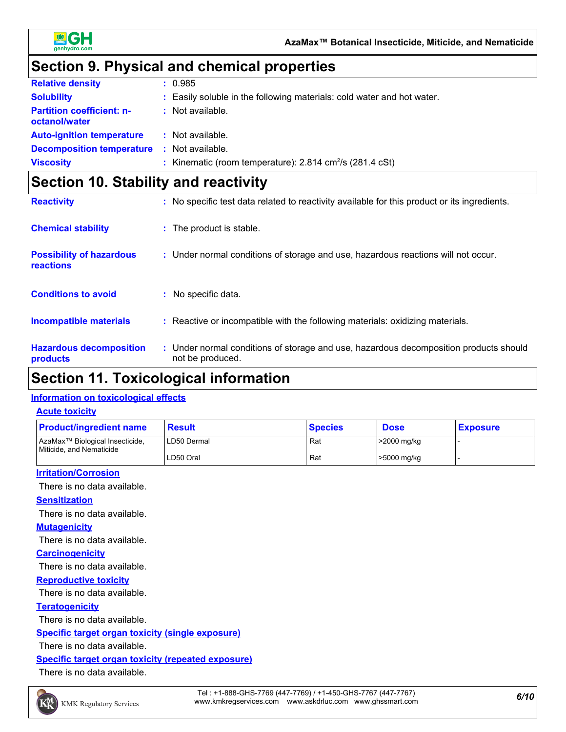## Section 9. Physical and chemical properties

| | |
|---|---|
| **Relative density** | : 0.985 |
| **Solubility** | : Easily soluble in the following materials: cold water and hot water. |
| **Partition coefficient: n-octanol/water** | : Not available. |
| **Auto-ignition temperature** | : Not available. |
| **Decomposition temperature** | : Not available. |
| **Viscosity** | : Kinematic (room temperature): 2.814 $cm^2/s$ (281.4 cSt) |

## Section 10. Stability and reactivity

| | |
|---|---|
| **Reactivity** | : No specific test data related to reactivity available for this product or its ingredients. |
| **Chemical stability** | : The product is stable. |
| **Possibility of hazardous reactions** | : Under normal conditions of storage and use, hazardous reactions will not occur. |
| **Conditions to avoid** | : No specific data. |
| **Incompatible materials** | : Reactive or incompatible with the following materials: oxidizing materials. |
| **Hazardous decomposition products** | : Under normal conditions of storage and use, hazardous decomposition products should not be produced. |

## Section 11. Toxicological information

### Information on toxicological effects

#### Acute toxicity

| Product/ingredient name | Result | Species | Dose | Exposure |
|---|---|---|---|---|
| AzaMax™ Biological Insecticide, Miticide, and Nematicide | LD50 Dermal | Rat | >2000 mg/kg | - |
| | LD50 Oral | Rat | >5000 mg/kg | - |

#### Irritation/Corrosion

There is no data available.

#### Sensitization

There is no data available.

#### Mutagenicity

There is no data available.

#### Carcinogenicity

There is no data available.

#### Reproductive toxicity

There is no data available.

#### Teratogenicity

There is no data available.

#### Specific target organ toxicity (single exposure)

There is no data available.

#### Specific target organ toxicity (repeated exposure)

There is no data available.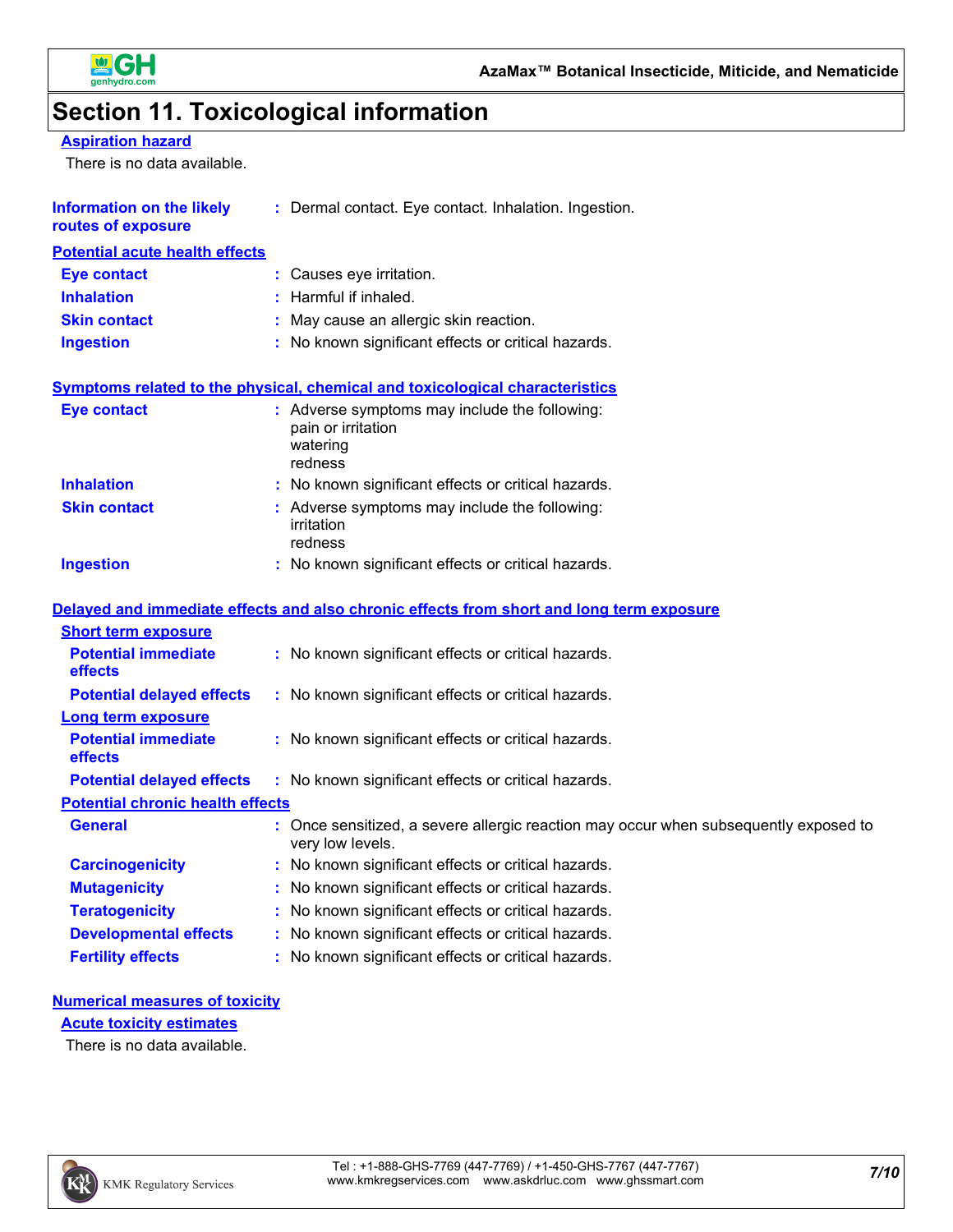# Section 11. Toxicological information

**Aspiration hazard**

There is no data available.

**Information on the likely routes of exposure** : Dermal contact. Eye contact. Inhalation. Ingestion.

**Potential acute health effects**

**Eye contact** : Causes eye irritation.

**Inhalation** : Harmful if inhaled.

**Skin contact** : May cause an allergic skin reaction.

**Ingestion** : No known significant effects or critical hazards.

**Symptoms related to the physical, chemical and toxicological characteristics**

**Eye contact** : Adverse symptoms may include the following:
pain or irritation
watering
redness

**Inhalation** : No known significant effects or critical hazards.

**Skin contact** : Adverse symptoms may include the following:
irritation
redness

**Ingestion** : No known significant effects or critical hazards.

**Delayed and immediate effects and also chronic effects from short and long term exposure**

**Short term exposure**

**Potential immediate effects** : No known significant effects or critical hazards.

**Potential delayed effects** : No known significant effects or critical hazards.

**Long term exposure**

**Potential immediate effects** : No known significant effects or critical hazards.

**Potential delayed effects** : No known significant effects or critical hazards.

**Potential chronic health effects**

**General** : Once sensitized, a severe allergic reaction may occur when subsequently exposed to very low levels.

**Carcinogenicity** : No known significant effects or critical hazards.

**Mutagenicity** : No known significant effects or critical hazards.

**Teratogenicity** : No known significant effects or critical hazards.

**Developmental effects** : No known significant effects or critical hazards.

**Fertility effects** : No known significant effects or critical hazards.

**Numerical measures of toxicity**

**Acute toxicity estimates**

There is no data available.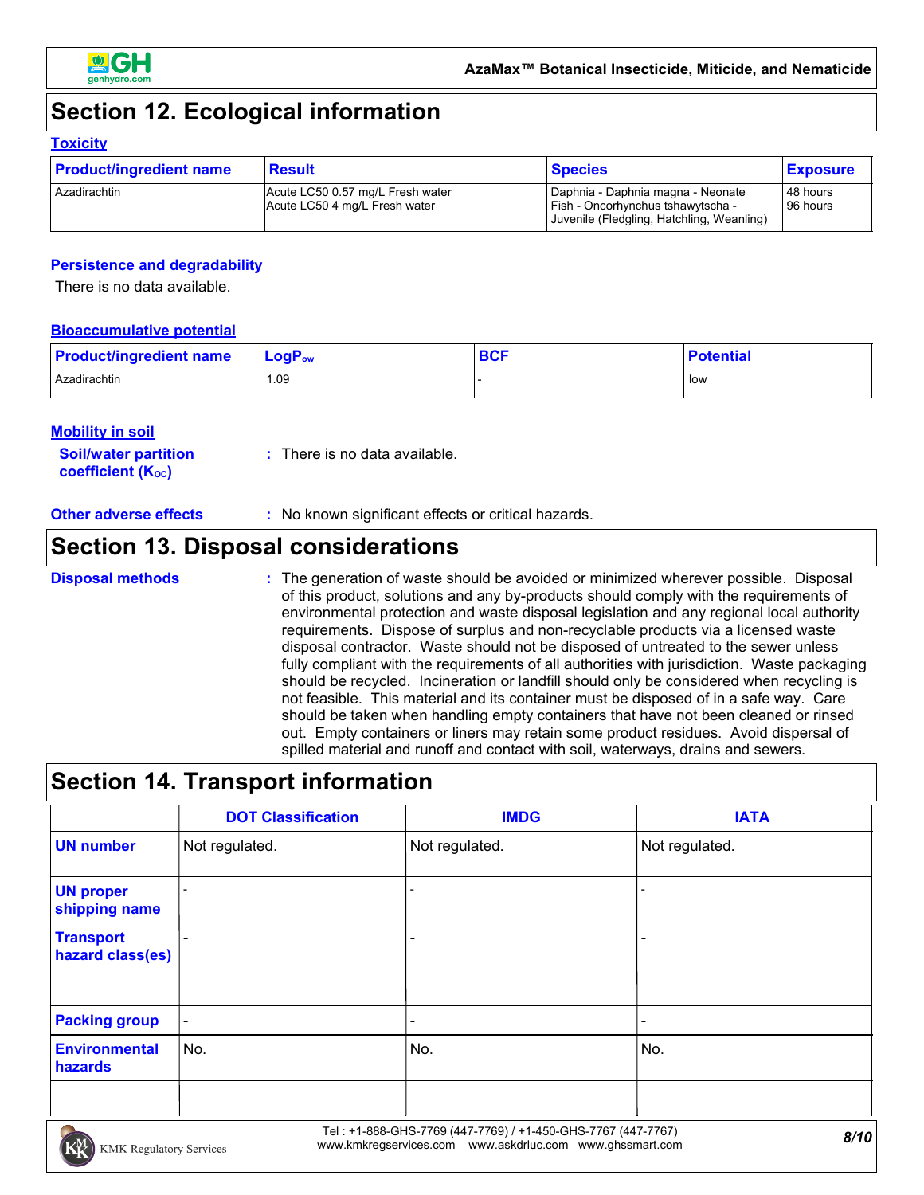## Section 12. Ecological information

### Toxicity

| Product/ingredient name | Result | Species | Exposure |
|---|---|---|---|
| Azadirachtin | Acute LC50 0.57 mg/L Fresh water<br>Acute LC50 4 mg/L Fresh water | Daphnia - Daphnia magna - Neonate<br>Fish - Oncorhynchus tshawytscha - Juvenile (Fledgling, Hatchling, Weanling) | 48 hours<br>96 hours |

### Persistence and degradability

There is no data available.

### Bioaccumulative potential

| Product/ingredient name | $LogP_{ow}$ | BCF | Potential |
|---|---|---|---|
| Azadirachtin | 1.09 | - | low |

### Mobility in soil

**Soil/water partition coefficient ($K_{OC}$)** : There is no data available.

**Other adverse effects** : No known significant effects or critical hazards.

## Section 13. Disposal considerations

**Disposal methods** : The generation of waste should be avoided or minimized wherever possible. Disposal of this product, solutions and any by-products should comply with the requirements of environmental protection and waste disposal legislation and any regional local authority requirements. Dispose of surplus and non-recyclable products via a licensed waste disposal contractor. Waste should not be disposed of untreated to the sewer unless fully compliant with the requirements of all authorities with jurisdiction. Waste packaging should be recycled. Incineration or landfill should only be considered when recycling is not feasible. This material and its container must be disposed of in a safe way. Care should be taken when handling empty containers that have not been cleaned or rinsed out. Empty containers or liners may retain some product residues. Avoid dispersal of spilled material and runoff and contact with soil, waterways, drains and sewers.

## Section 14. Transport information

| | DOT Classification | IMDG | IATA |
|---|---|---|---|
| UN number | Not regulated. | Not regulated. | Not regulated. |
| UN proper shipping name | - | - | - |
| Transport hazard class(es) | - | - | - |
| Packing group | - | - | - |
| Environmental hazards | No. | No. | No. |
| | | | |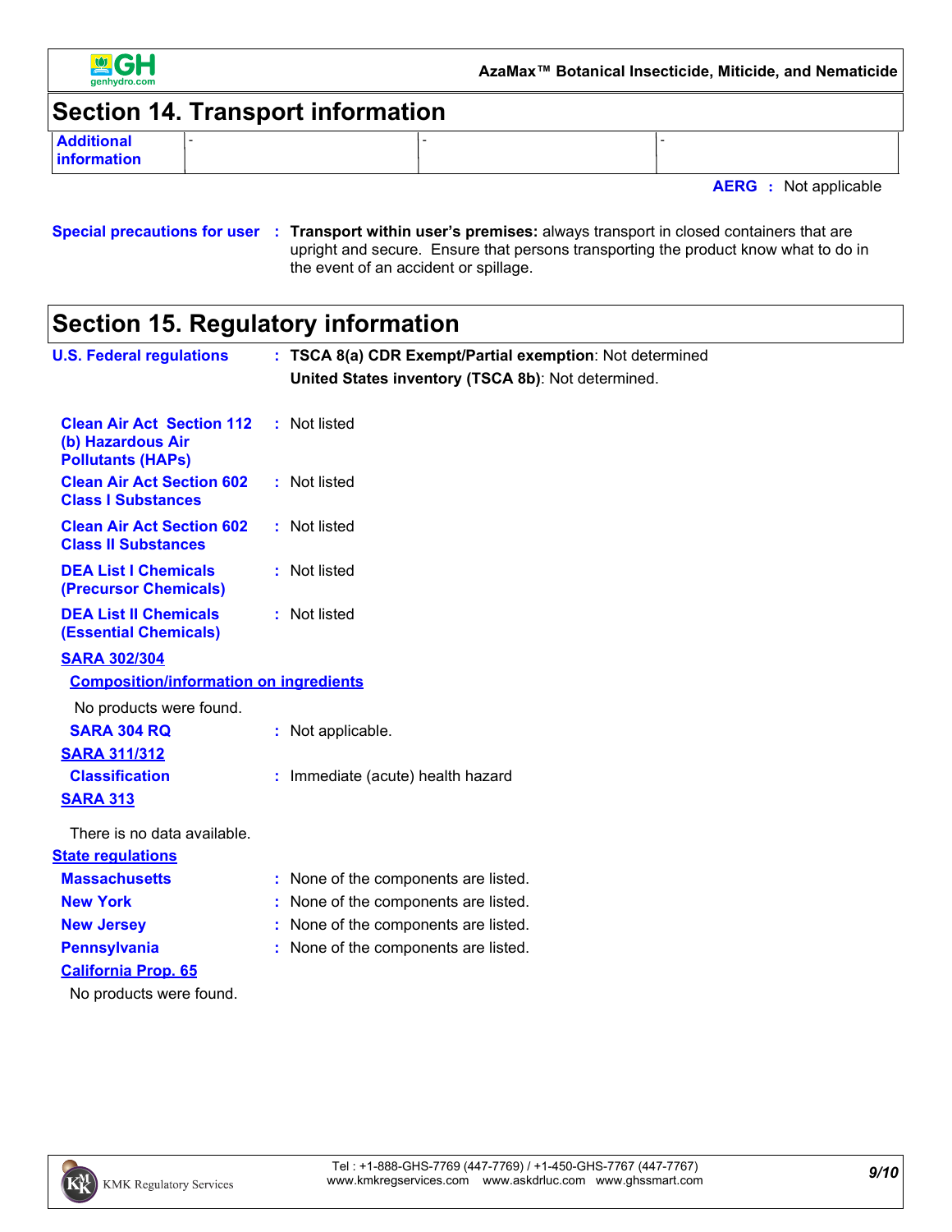## Section 14. Transport information

| Additional information | - | - | - |
|---|---|---|---|

**AERG** : Not applicable

**Special precautions for user** : **Transport within user's premises:** always transport in closed containers that are upright and secure. Ensure that persons transporting the product know what to do in the event of an accident or spillage.

## Section 15. Regulatory information

**U.S. Federal regulations** : **TSCA 8(a) CDR Exempt/Partial exemption**: Not determined

**United States inventory (TSCA 8b)**: Not determined.

**Clean Air Act Section 112 (b) Hazardous Air Pollutants (HAPs)** : Not listed

**Clean Air Act Section 602 Class I Substances** : Not listed

**Clean Air Act Section 602 Class II Substances** : Not listed

**DEA List I Chemicals (Precursor Chemicals)** : Not listed

**DEA List II Chemicals (Essential Chemicals)** : Not listed

**SARA 302/304**

**Composition/information on ingredients**

No products were found.

**SARA 304 RQ** : Not applicable.

**SARA 311/312**

**Classification** : Immediate (acute) health hazard

**SARA 313**

There is no data available.

**State regulations**

**Massachusetts** : None of the components are listed.

**New York** : None of the components are listed.

**New Jersey** : None of the components are listed.

**Pennsylvania** : None of the components are listed.

**California Prop. 65**

No products were found.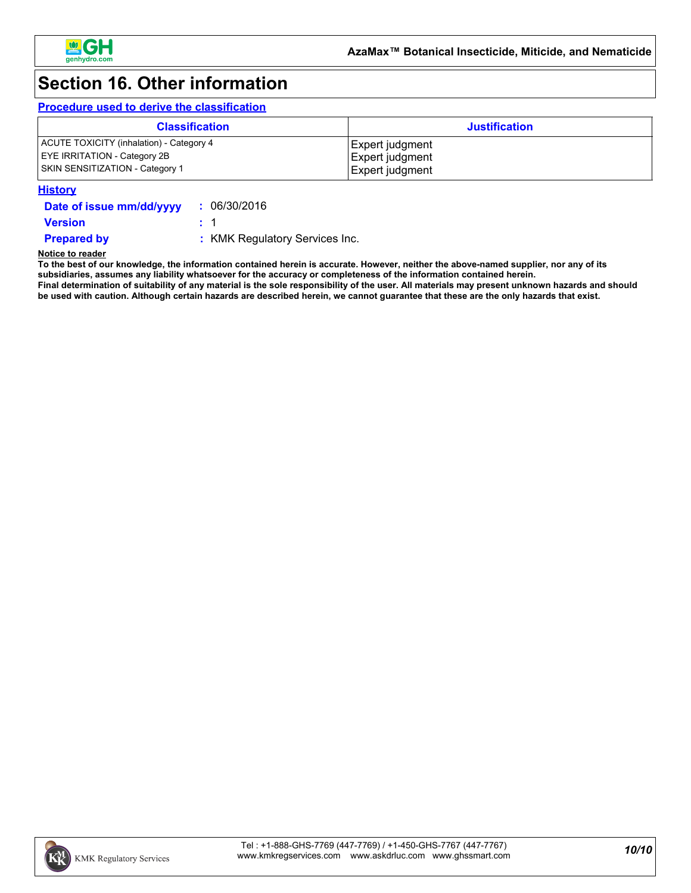# Section 16. Other information

## Procedure used to derive the classification

| Classification | Justification |
|---|---|
| ACUTE TOXICITY (inhalation) - Category 4 | Expert judgment |
| EYE IRRITATION - Category 2B | Expert judgment |
| SKIN SENSITIZATION - Category 1 | Expert judgment |

## History

**Date of issue mm/dd/yyyy** : 06/30/2016

**Version** : 1

**Prepared by** : KMK Regulatory Services Inc.

**Notice to reader**

**To the best of our knowledge, the information contained herein is accurate. However, neither the above-named supplier, nor any of its subsidiaries, assumes any liability whatsoever for the accuracy or completeness of the information contained herein.**
**Final determination of suitability of any material is the sole responsibility of the user. All materials may present unknown hazards and should be used with caution. Although certain hazards are described herein, we cannot guarantee that these are the only hazards that exist.**